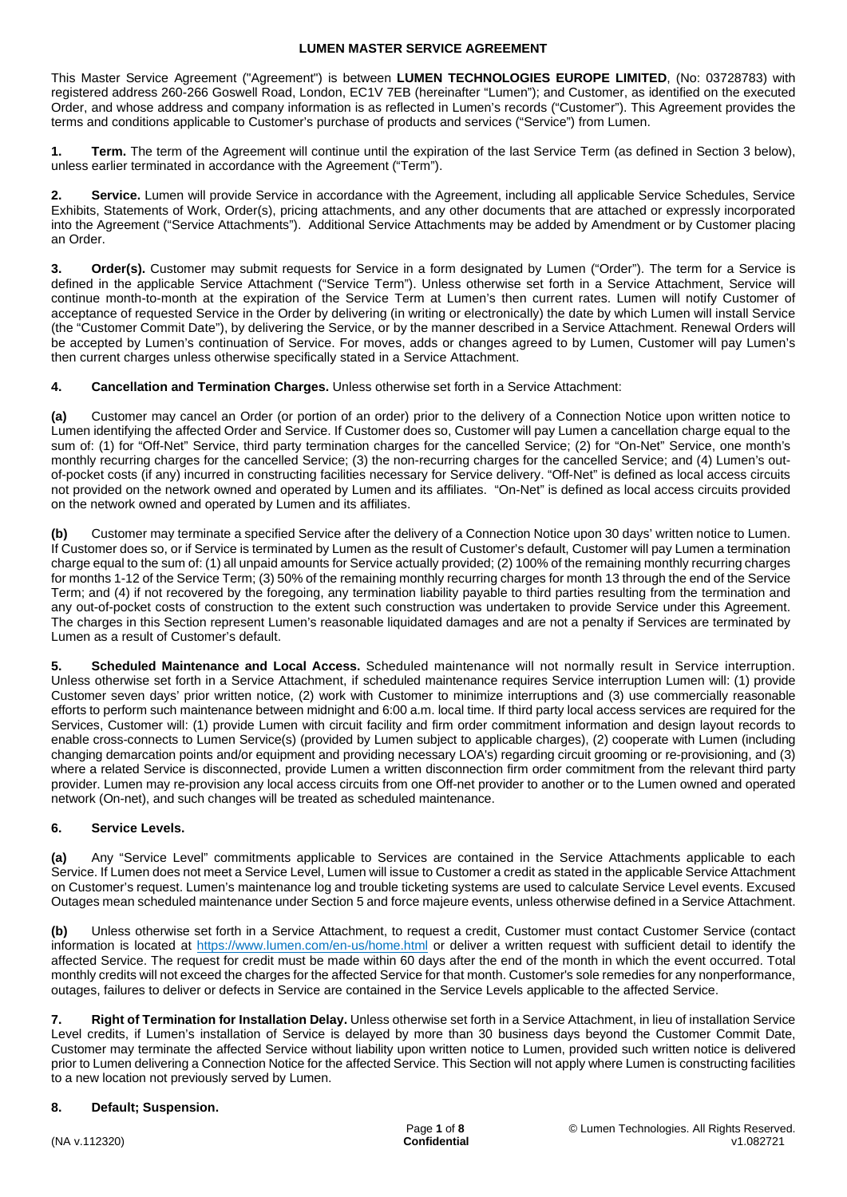# LUMEN MASTER SERVICE AGREEMENT

This Master Service Agreement ("Agreement") is between **LUMEN TECHNOLOGIES EUROPE LIMITED**, (No: 03728783) with registered address 260-266 Goswell Road, London, EC1V 7EB (hereinafter "Lumen"); and Customer, as identified on the executed Order, and whose address and company information is as reflected in Lumen's records ("Customer"). This Agreement provides the terms and conditions applicable to Customer's purchase of products and services ("Service") from Lumen.

**1. Term.** The term of the Agreement will continue until the expiration of the last Service Term (as defined in Section 3 below), unless earlier terminated in accordance with the Agreement ("Term").

**2. Service.** Lumen will provide Service in accordance with the Agreement, including all applicable Service Schedules, Service Exhibits, Statements of Work, Order(s), pricing attachments, and any other documents that are attached or expressly incorporated into the Agreement ("Service Attachments"). Additional Service Attachments may be added by Amendment or by Customer placing an Order.

**3. Order(s).** Customer may submit requests for Service in a form designated by Lumen ("Order"). The term for a Service is defined in the applicable Service Attachment ("Service Term"). Unless otherwise set forth in a Service Attachment, Service will continue month-to-month at the expiration of the Service Term at Lumen's then current rates. Lumen will notify Customer of acceptance of requested Service in the Order by delivering (in writing or electronically) the date by which Lumen will install Service (the "Customer Commit Date"), by delivering the Service, or by the manner described in a Service Attachment. Renewal Orders will be accepted by Lumen's continuation of Service. For moves, adds or changes agreed to by Lumen, Customer will pay Lumen's then current charges unless otherwise specifically stated in a Service Attachment.

**4. Cancellation and Termination Charges.** Unless otherwise set forth in a Service Attachment:

**(a)** Customer may cancel an Order (or portion of an order) prior to the delivery of a Connection Notice upon written notice to Lumen identifying the affected Order and Service. If Customer does so, Customer will pay Lumen a cancellation charge equal to the sum of: (1) for "Off-Net" Service, third party termination charges for the cancelled Service; (2) for "On-Net" Service, one month's monthly recurring charges for the cancelled Service; (3) the non-recurring charges for the cancelled Service; and (4) Lumen's out-of-pocket costs (if any) incurred in constructing facilities necessary for Service delivery. "Off-Net" is defined as local access circuits not provided on the network owned and operated by Lumen and its affiliates. "On-Net" is defined as local access circuits provided on the network owned and operated by Lumen and its affiliates.

**(b)** Customer may terminate a specified Service after the delivery of a Connection Notice upon 30 days' written notice to Lumen. If Customer does so, or if Service is terminated by Lumen as the result of Customer's default, Customer will pay Lumen a termination charge equal to the sum of: (1) all unpaid amounts for Service actually provided; (2) 100% of the remaining monthly recurring charges for months 1-12 of the Service Term; (3) 50% of the remaining monthly recurring charges for month 13 through the end of the Service Term; and (4) if not recovered by the foregoing, any termination liability payable to third parties resulting from the termination and any out-of-pocket costs of construction to the extent such construction was undertaken to provide Service under this Agreement. The charges in this Section represent Lumen's reasonable liquidated damages and are not a penalty if Services are terminated by Lumen as a result of Customer's default.

**5. Scheduled Maintenance and Local Access.** Scheduled maintenance will not normally result in Service interruption. Unless otherwise set forth in a Service Attachment, if scheduled maintenance requires Service interruption Lumen will: (1) provide Customer seven days' prior written notice, (2) work with Customer to minimize interruptions and (3) use commercially reasonable efforts to perform such maintenance between midnight and 6:00 a.m. local time. If third party local access services are required for the Services, Customer will: (1) provide Lumen with circuit facility and firm order commitment information and design layout records to enable cross-connects to Lumen Service(s) (provided by Lumen subject to applicable charges), (2) cooperate with Lumen (including changing demarcation points and/or equipment and providing necessary LOA's) regarding circuit grooming or re-provisioning, and (3) where a related Service is disconnected, provide Lumen a written disconnection firm order commitment from the relevant third party provider. Lumen may re-provision any local access circuits from one Off-net provider to another or to the Lumen owned and operated network (On-net), and such changes will be treated as scheduled maintenance.

**6. Service Levels.**

**(a)** Any "Service Level" commitments applicable to Services are contained in the Service Attachments applicable to each Service. If Lumen does not meet a Service Level, Lumen will issue to Customer a credit as stated in the applicable Service Attachment on Customer's request. Lumen's maintenance log and trouble ticketing systems are used to calculate Service Level events. Excused Outages mean scheduled maintenance under Section 5 and force majeure events, unless otherwise defined in a Service Attachment.

**(b)** Unless otherwise set forth in a Service Attachment, to request a credit, Customer must contact Customer Service (contact information is located at https://www.lumen.com/en-us/home.html or deliver a written request with sufficient detail to identify the affected Service. The request for credit must be made within 60 days after the end of the month in which the event occurred. Total monthly credits will not exceed the charges for the affected Service for that month. Customer's sole remedies for any nonperformance, outages, failures to deliver or defects in Service are contained in the Service Levels applicable to the affected Service.

**7. Right of Termination for Installation Delay.** Unless otherwise set forth in a Service Attachment, in lieu of installation Service Level credits, if Lumen's installation of Service is delayed by more than 30 business days beyond the Customer Commit Date, Customer may terminate the affected Service without liability upon written notice to Lumen, provided such written notice is delivered prior to Lumen delivering a Connection Notice for the affected Service. This Section will not apply where Lumen is constructing facilities to a new location not previously served by Lumen.

**8. Default; Suspension.**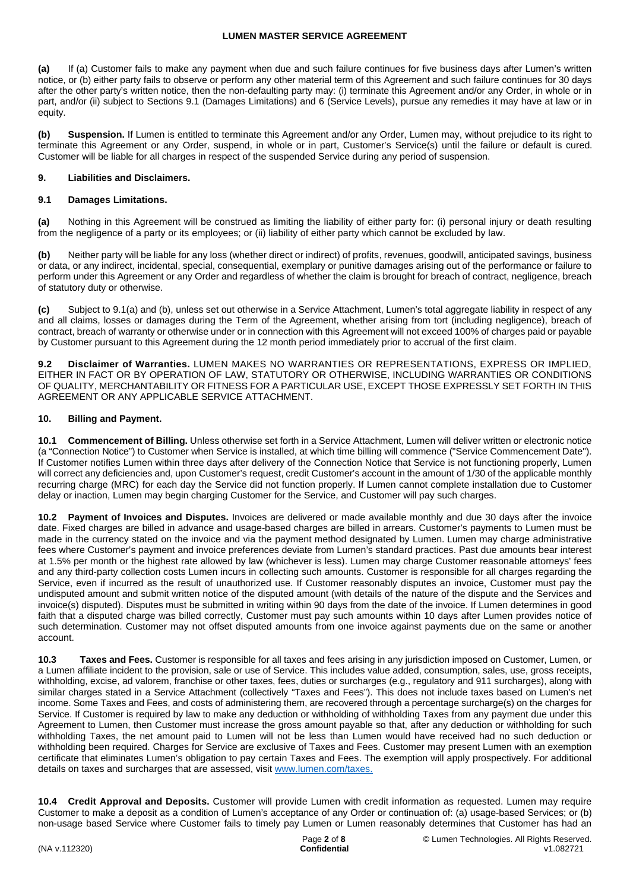**(a)** If (a) Customer fails to make any payment when due and such failure continues for five business days after Lumen's written notice, or (b) either party fails to observe or perform any other material term of this Agreement and such failure continues for 30 days after the other party's written notice, then the non-defaulting party may: (i) terminate this Agreement and/or any Order, in whole or in part, and/or (ii) subject to Sections 9.1 (Damages Limitations) and 6 (Service Levels), pursue any remedies it may have at law or in equity.

**(b) Suspension.** If Lumen is entitled to terminate this Agreement and/or any Order, Lumen may, without prejudice to its right to terminate this Agreement or any Order, suspend, in whole or in part, Customer's Service(s) until the failure or default is cured. Customer will be liable for all charges in respect of the suspended Service during any period of suspension.

## 9. Liabilities and Disclaimers.

### 9.1 Damages Limitations.

**(a)** Nothing in this Agreement will be construed as limiting the liability of either party for: (i) personal injury or death resulting from the negligence of a party or its employees; or (ii) liability of either party which cannot be excluded by law.

**(b)** Neither party will be liable for any loss (whether direct or indirect) of profits, revenues, goodwill, anticipated savings, business or data, or any indirect, incidental, special, consequential, exemplary or punitive damages arising out of the performance or failure to perform under this Agreement or any Order and regardless of whether the claim is brought for breach of contract, negligence, breach of statutory duty or otherwise.

**(c)** Subject to 9.1(a) and (b), unless set out otherwise in a Service Attachment, Lumen's total aggregate liability in respect of any and all claims, losses or damages during the Term of the Agreement, whether arising from tort (including negligence), breach of contract, breach of warranty or otherwise under or in connection with this Agreement will not exceed 100% of charges paid or payable by Customer pursuant to this Agreement during the 12 month period immediately prior to accrual of the first claim.

**9.2 Disclaimer of Warranties.** LUMEN MAKES NO WARRANTIES OR REPRESENTATIONS, EXPRESS OR IMPLIED, EITHER IN FACT OR BY OPERATION OF LAW, STATUTORY OR OTHERWISE, INCLUDING WARRANTIES OR CONDITIONS OF QUALITY, MERCHANTABILITY OR FITNESS FOR A PARTICULAR USE, EXCEPT THOSE EXPRESSLY SET FORTH IN THIS AGREEMENT OR ANY APPLICABLE SERVICE ATTACHMENT.

## 10. Billing and Payment.

**10.1 Commencement of Billing.** Unless otherwise set forth in a Service Attachment, Lumen will deliver written or electronic notice (a "Connection Notice") to Customer when Service is installed, at which time billing will commence ("Service Commencement Date"). If Customer notifies Lumen within three days after delivery of the Connection Notice that Service is not functioning properly, Lumen will correct any deficiencies and, upon Customer's request, credit Customer's account in the amount of 1/30 of the applicable monthly recurring charge (MRC) for each day the Service did not function properly. If Lumen cannot complete installation due to Customer delay or inaction, Lumen may begin charging Customer for the Service, and Customer will pay such charges.

**10.2 Payment of Invoices and Disputes.** Invoices are delivered or made available monthly and due 30 days after the invoice date. Fixed charges are billed in advance and usage-based charges are billed in arrears. Customer's payments to Lumen must be made in the currency stated on the invoice and via the payment method designated by Lumen. Lumen may charge administrative fees where Customer's payment and invoice preferences deviate from Lumen's standard practices. Past due amounts bear interest at 1.5% per month or the highest rate allowed by law (whichever is less). Lumen may charge Customer reasonable attorneys' fees and any third-party collection costs Lumen incurs in collecting such amounts. Customer is responsible for all charges regarding the Service, even if incurred as the result of unauthorized use. If Customer reasonably disputes an invoice, Customer must pay the undisputed amount and submit written notice of the disputed amount (with details of the nature of the dispute and the Services and invoice(s) disputed). Disputes must be submitted in writing within 90 days from the date of the invoice. If Lumen determines in good faith that a disputed charge was billed correctly, Customer must pay such amounts within 10 days after Lumen provides notice of such determination. Customer may not offset disputed amounts from one invoice against payments due on the same or another account.

**10.3 Taxes and Fees.** Customer is responsible for all taxes and fees arising in any jurisdiction imposed on Customer, Lumen, or a Lumen affiliate incident to the provision, sale or use of Service. This includes value added, consumption, sales, use, gross receipts, withholding, excise, ad valorem, franchise or other taxes, fees, duties or surcharges (e.g., regulatory and 911 surcharges), along with similar charges stated in a Service Attachment (collectively "Taxes and Fees"). This does not include taxes based on Lumen's net income. Some Taxes and Fees, and costs of administering them, are recovered through a percentage surcharge(s) on the charges for Service. If Customer is required by law to make any deduction or withholding of withholding Taxes from any payment due under this Agreement to Lumen, then Customer must increase the gross amount payable so that, after any deduction or withholding for such withholding Taxes, the net amount paid to Lumen will not be less than Lumen would have received had no such deduction or withholding been required. Charges for Service are exclusive of Taxes and Fees. Customer may present Lumen with an exemption certificate that eliminates Lumen's obligation to pay certain Taxes and Fees. The exemption will apply prospectively. For additional details on taxes and surcharges that are assessed, visit www.lumen.com/taxes.

**10.4 Credit Approval and Deposits.** Customer will provide Lumen with credit information as requested. Lumen may require Customer to make a deposit as a condition of Lumen's acceptance of any Order or continuation of: (a) usage-based Services; or (b) non-usage based Service where Customer fails to timely pay Lumen or Lumen reasonably determines that Customer has had an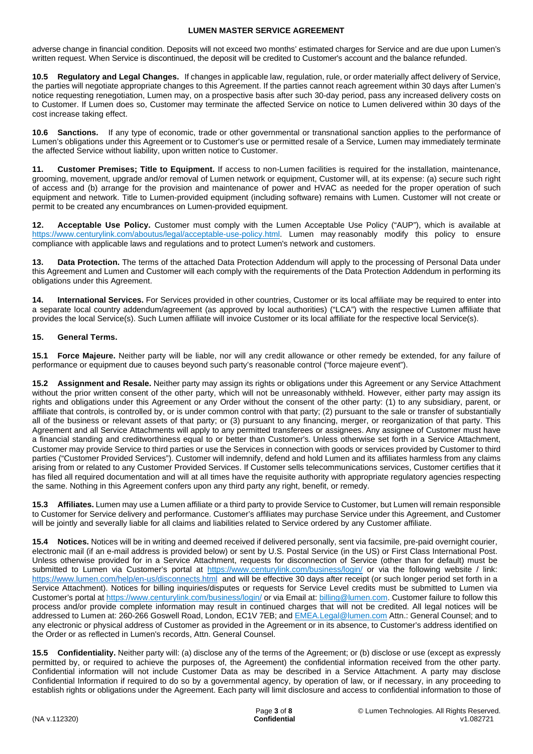adverse change in financial condition. Deposits will not exceed two months' estimated charges for Service and are due upon Lumen's written request. When Service is discontinued, the deposit will be credited to Customer's account and the balance refunded.

**10.5 Regulatory and Legal Changes.** If changes in applicable law, regulation, rule, or order materially affect delivery of Service, the parties will negotiate appropriate changes to this Agreement. If the parties cannot reach agreement within 30 days after Lumen's notice requesting renegotiation, Lumen may, on a prospective basis after such 30-day period, pass any increased delivery costs on to Customer. If Lumen does so, Customer may terminate the affected Service on notice to Lumen delivered within 30 days of the cost increase taking effect.

**10.6 Sanctions.** If any type of economic, trade or other governmental or transnational sanction applies to the performance of Lumen's obligations under this Agreement or to Customer's use or permitted resale of a Service, Lumen may immediately terminate the affected Service without liability, upon written notice to Customer.

**11. Customer Premises; Title to Equipment.** If access to non-Lumen facilities is required for the installation, maintenance, grooming, movement, upgrade and/or removal of Lumen network or equipment, Customer will, at its expense: (a) secure such right of access and (b) arrange for the provision and maintenance of power and HVAC as needed for the proper operation of such equipment and network. Title to Lumen-provided equipment (including software) remains with Lumen. Customer will not create or permit to be created any encumbrances on Lumen-provided equipment.

**12. Acceptable Use Policy.** Customer must comply with the Lumen Acceptable Use Policy ("AUP"), which is available at https://www.centurylink.com/aboutus/legal/acceptable-use-policy.html. Lumen may reasonably modify this policy to ensure compliance with applicable laws and regulations and to protect Lumen's network and customers.

**13. Data Protection.** The terms of the attached Data Protection Addendum will apply to the processing of Personal Data under this Agreement and Lumen and Customer will each comply with the requirements of the Data Protection Addendum in performing its obligations under this Agreement.

**14. International Services.** For Services provided in other countries, Customer or its local affiliate may be required to enter into a separate local country addendum/agreement (as approved by local authorities) ("LCA") with the respective Lumen affiliate that provides the local Service(s). Such Lumen affiliate will invoice Customer or its local affiliate for the respective local Service(s).

**15. General Terms.**

**15.1 Force Majeure.** Neither party will be liable, nor will any credit allowance or other remedy be extended, for any failure of performance or equipment due to causes beyond such party's reasonable control ("force majeure event").

**15.2 Assignment and Resale.** Neither party may assign its rights or obligations under this Agreement or any Service Attachment without the prior written consent of the other party, which will not be unreasonably withheld. However, either party may assign its rights and obligations under this Agreement or any Order without the consent of the other party: (1) to any subsidiary, parent, or affiliate that controls, is controlled by, or is under common control with that party; (2) pursuant to the sale or transfer of substantially all of the business or relevant assets of that party; or (3) pursuant to any financing, merger, or reorganization of that party. This Agreement and all Service Attachments will apply to any permitted transferees or assignees. Any assignee of Customer must have a financial standing and creditworthiness equal to or better than Customer's. Unless otherwise set forth in a Service Attachment, Customer may provide Service to third parties or use the Services in connection with goods or services provided by Customer to third parties ("Customer Provided Services"). Customer will indemnify, defend and hold Lumen and its affiliates harmless from any claims arising from or related to any Customer Provided Services. If Customer sells telecommunications services, Customer certifies that it has filed all required documentation and will at all times have the requisite authority with appropriate regulatory agencies respecting the same. Nothing in this Agreement confers upon any third party any right, benefit, or remedy.

**15.3 Affiliates.** Lumen may use a Lumen affiliate or a third party to provide Service to Customer, but Lumen will remain responsible to Customer for Service delivery and performance. Customer's affiliates may purchase Service under this Agreement, and Customer will be jointly and severally liable for all claims and liabilities related to Service ordered by any Customer affiliate.

**15.4 Notices.** Notices will be in writing and deemed received if delivered personally, sent via facsimile, pre-paid overnight courier, electronic mail (if an e-mail address is provided below) or sent by U.S. Postal Service (in the US) or First Class International Post. Unless otherwise provided for in a Service Attachment, requests for disconnection of Service (other than for default) must be submitted to Lumen via Customer's portal at https://www.centurylink.com/business/login/ or via the following website / link: https://www.lumen.com/help/en-us/disconnects.html and will be effective 30 days after receipt (or such longer period set forth in a Service Attachment). Notices for billing inquiries/disputes or requests for Service Level credits must be submitted to Lumen via Customer's portal at https://www.centurylink.com/business/login/ or via Email at: billing@lumen.com. Customer failure to follow this process and/or provide complete information may result in continued charges that will not be credited. All legal notices will be addressed to Lumen at: 260-266 Goswell Road, London, EC1V 7EB; and EMEA.Legal@lumen.com Attn.: General Counsel; and to any electronic or physical address of Customer as provided in the Agreement or in its absence, to Customer's address identified on the Order or as reflected in Lumen's records, Attn. General Counsel.

**15.5 Confidentiality.** Neither party will: (a) disclose any of the terms of the Agreement; or (b) disclose or use (except as expressly permitted by, or required to achieve the purposes of, the Agreement) the confidential information received from the other party. Confidential information will not include Customer Data as may be described in a Service Attachment. A party may disclose Confidential Information if required to do so by a governmental agency, by operation of law, or if necessary, in any proceeding to establish rights or obligations under the Agreement. Each party will limit disclosure and access to confidential information to those of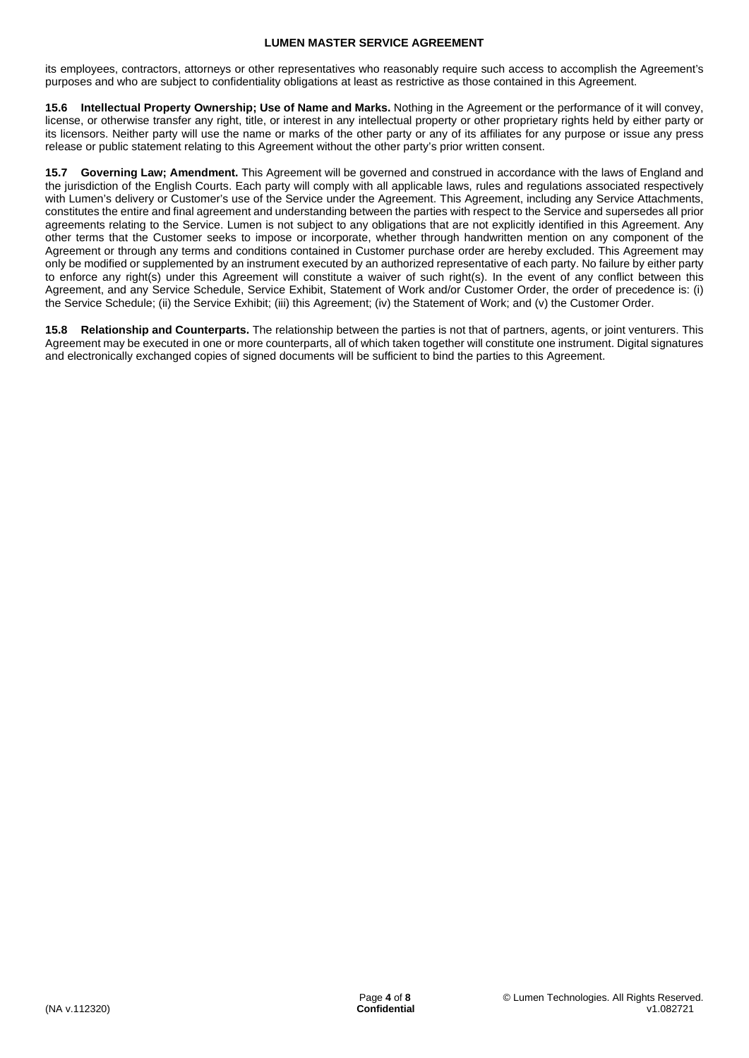its employees, contractors, attorneys or other representatives who reasonably require such access to accomplish the Agreement's purposes and who are subject to confidentiality obligations at least as restrictive as those contained in this Agreement.

**15.6 Intellectual Property Ownership; Use of Name and Marks.** Nothing in the Agreement or the performance of it will convey, license, or otherwise transfer any right, title, or interest in any intellectual property or other proprietary rights held by either party or its licensors. Neither party will use the name or marks of the other party or any of its affiliates for any purpose or issue any press release or public statement relating to this Agreement without the other party's prior written consent.

**15.7 Governing Law; Amendment.** This Agreement will be governed and construed in accordance with the laws of England and the jurisdiction of the English Courts. Each party will comply with all applicable laws, rules and regulations associated respectively with Lumen's delivery or Customer's use of the Service under the Agreement. This Agreement, including any Service Attachments, constitutes the entire and final agreement and understanding between the parties with respect to the Service and supersedes all prior agreements relating to the Service. Lumen is not subject to any obligations that are not explicitly identified in this Agreement. Any other terms that the Customer seeks to impose or incorporate, whether through handwritten mention on any component of the Agreement or through any terms and conditions contained in Customer purchase order are hereby excluded. This Agreement may only be modified or supplemented by an instrument executed by an authorized representative of each party. No failure by either party to enforce any right(s) under this Agreement will constitute a waiver of such right(s). In the event of any conflict between this Agreement, and any Service Schedule, Service Exhibit, Statement of Work and/or Customer Order, the order of precedence is: (i) the Service Schedule; (ii) the Service Exhibit; (iii) this Agreement; (iv) the Statement of Work; and (v) the Customer Order.

**15.8 Relationship and Counterparts.** The relationship between the parties is not that of partners, agents, or joint venturers. This Agreement may be executed in one or more counterparts, all of which taken together will constitute one instrument. Digital signatures and electronically exchanged copies of signed documents will be sufficient to bind the parties to this Agreement.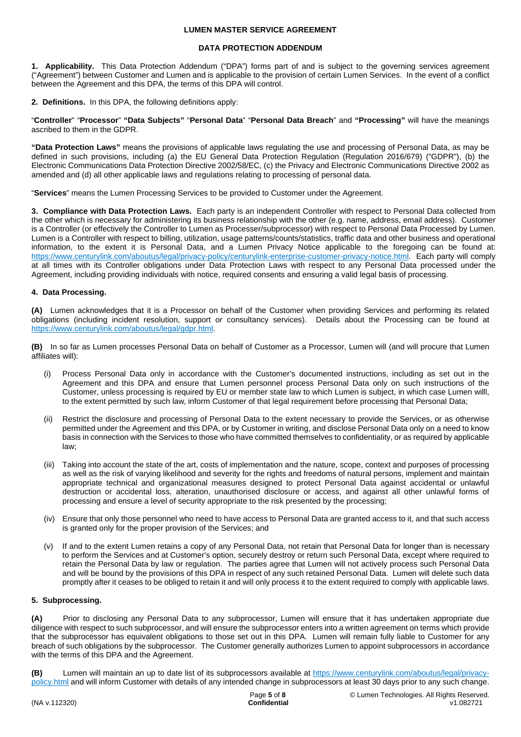# LUMEN MASTER SERVICE AGREEMENT

## DATA PROTECTION ADDENDUM

**1. Applicability.** This Data Protection Addendum ("DPA") forms part of and is subject to the governing services agreement ("Agreement") between Customer and Lumen and is applicable to the provision of certain Lumen Services. In the event of a conflict between the Agreement and this DPA, the terms of this DPA will control.

**2. Definitions.** In this DPA, the following definitions apply:

"**Controller**" "**Processor**" **"Data Subjects"** "**Personal Data**" "**Personal Data Breach**" and **"Processing"** will have the meanings ascribed to them in the GDPR.

**"Data Protection Laws"** means the provisions of applicable laws regulating the use and processing of Personal Data, as may be defined in such provisions, including (a) the EU General Data Protection Regulation (Regulation 2016/679) ("GDPR"), (b) the Electronic Communications Data Protection Directive 2002/58/EC, (c) the Privacy and Electronic Communications Directive 2002 as amended and (d) all other applicable laws and regulations relating to processing of personal data.

"**Services**" means the Lumen Processing Services to be provided to Customer under the Agreement.

**3. Compliance with Data Protection Laws.** Each party is an independent Controller with respect to Personal Data collected from the other which is necessary for administering its business relationship with the other (e.g. name, address, email address). Customer is a Controller (or effectively the Controller to Lumen as Processer/subprocessor) with respect to Personal Data Processed by Lumen. Lumen is a Controller with respect to billing, utilization, usage patterns/counts/statistics, traffic data and other business and operational information, to the extent it is Personal Data, and a Lumen Privacy Notice applicable to the foregoing can be found at: https://www.centurylink.com/aboutus/legal/privacy-policy/centurylink-enterprise-customer-privacy-notice.html. Each party will comply at all times with its Controller obligations under Data Protection Laws with respect to any Personal Data processed under the Agreement, including providing individuals with notice, required consents and ensuring a valid legal basis of processing.

**4. Data Processing.**

**(A)** Lumen acknowledges that it is a Processor on behalf of the Customer when providing Services and performing its related obligations (including incident resolution, support or consultancy services). Details about the Processing can be found at https://www.centurylink.com/aboutus/legal/gdpr.html.

**(B)** In so far as Lumen processes Personal Data on behalf of Customer as a Processor, Lumen will (and will procure that Lumen affiliates will):

(i) Process Personal Data only in accordance with the Customer's documented instructions, including as set out in the Agreement and this DPA and ensure that Lumen personnel process Personal Data only on such instructions of the Customer, unless processing is required by EU or member state law to which Lumen is subject, in which case Lumen willl, to the extent permitted by such law, inform Customer of that legal requirement before processing that Personal Data;

(ii) Restrict the disclosure and processing of Personal Data to the extent necessary to provide the Services, or as otherwise permitted under the Agreement and this DPA, or by Customer in writing, and disclose Personal Data only on a need to know basis in connection with the Services to those who have committed themselves to confidentiality, or as required by applicable law;

(iii) Taking into account the state of the art, costs of implementation and the nature, scope, context and purposes of processing as well as the risk of varying likelihood and severity for the rights and freedoms of natural persons, implement and maintain appropriate technical and organizational measures designed to protect Personal Data against accidental or unlawful destruction or accidental loss, alteration, unauthorised disclosure or access, and against all other unlawful forms of processing and ensure a level of security appropriate to the risk presented by the processing;

(iv) Ensure that only those personnel who need to have access to Personal Data are granted access to it, and that such access is granted only for the proper provision of the Services; and

(v) If and to the extent Lumen retains a copy of any Personal Data, not retain that Personal Data for longer than is necessary to perform the Services and at Customer's option, securely destroy or return such Personal Data, except where required to retain the Personal Data by law or regulation. The parties agree that Lumen will not actively process such Personal Data and will be bound by the provisions of this DPA in respect of any such retained Personal Data. Lumen will delete such data promptly after it ceases to be obliged to retain it and will only process it to the extent required to comply with applicable laws.

**5. Subprocessing.**

**(A)** Prior to disclosing any Personal Data to any subprocessor, Lumen will ensure that it has undertaken appropriate due diligence with respect to such subprocessor, and will ensure the subprocessor enters into a written agreement on terms which provide that the subprocessor has equivalent obligations to those set out in this DPA. Lumen will remain fully liable to Customer for any breach of such obligations by the subprocessor. The Customer generally authorizes Lumen to appoint subprocessors in accordance with the terms of this DPA and the Agreement.

**(B)** Lumen will maintain an up to date list of its subprocessors available at https://www.centurylink.com/aboutus/legal/privacy-policy.html and will inform Customer with details of any intended change in subprocessors at least 30 days prior to any such change.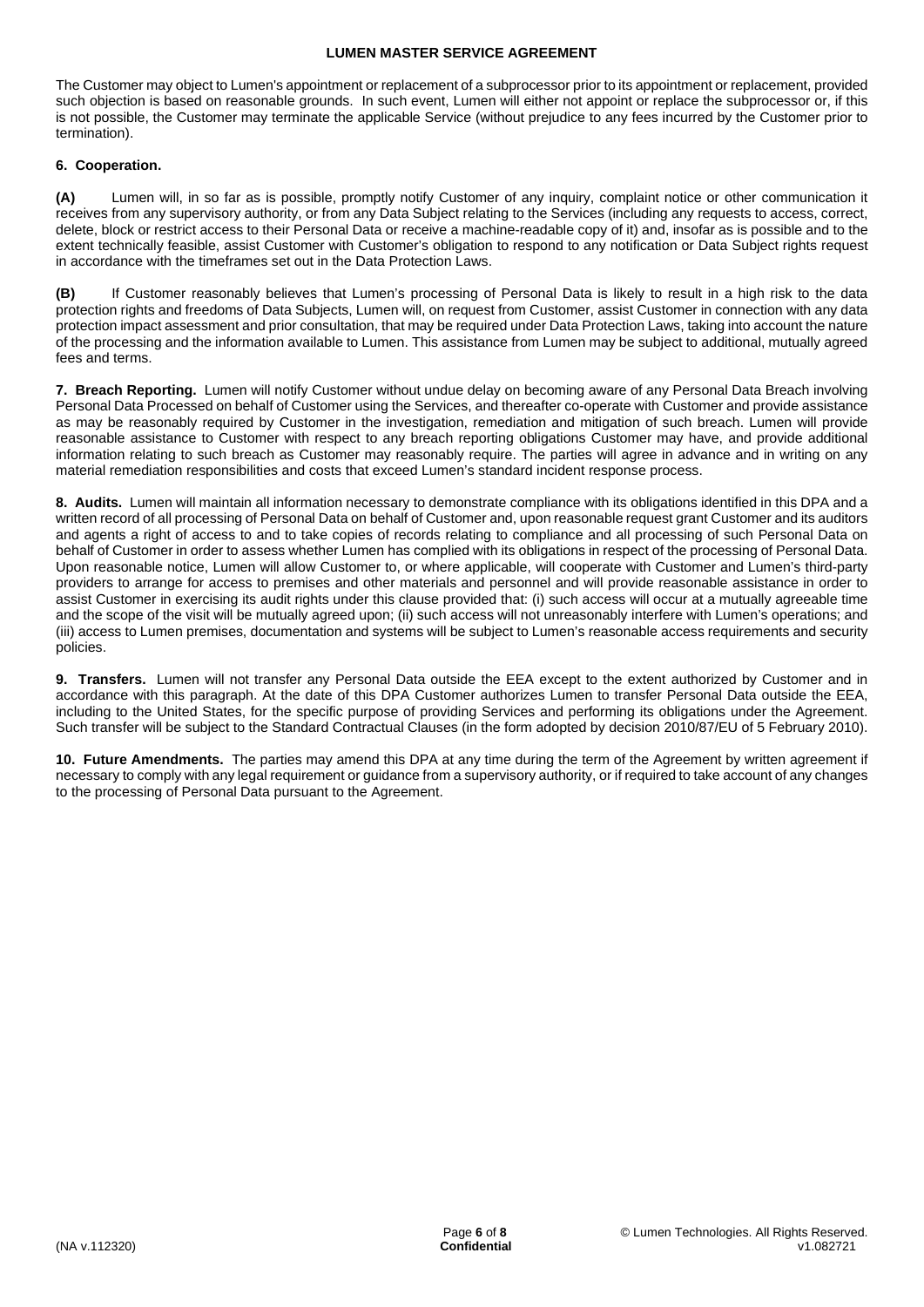The Customer may object to Lumen's appointment or replacement of a subprocessor prior to its appointment or replacement, provided such objection is based on reasonable grounds. In such event, Lumen will either not appoint or replace the subprocessor or, if this is not possible, the Customer may terminate the applicable Service (without prejudice to any fees incurred by the Customer prior to termination).

**6. Cooperation.**

**(A)** Lumen will, in so far as is possible, promptly notify Customer of any inquiry, complaint notice or other communication it receives from any supervisory authority, or from any Data Subject relating to the Services (including any requests to access, correct, delete, block or restrict access to their Personal Data or receive a machine-readable copy of it) and, insofar as is possible and to the extent technically feasible, assist Customer with Customer's obligation to respond to any notification or Data Subject rights request in accordance with the timeframes set out in the Data Protection Laws.

**(B)** If Customer reasonably believes that Lumen's processing of Personal Data is likely to result in a high risk to the data protection rights and freedoms of Data Subjects, Lumen will, on request from Customer, assist Customer in connection with any data protection impact assessment and prior consultation, that may be required under Data Protection Laws, taking into account the nature of the processing and the information available to Lumen. This assistance from Lumen may be subject to additional, mutually agreed fees and terms.

**7. Breach Reporting.** Lumen will notify Customer without undue delay on becoming aware of any Personal Data Breach involving Personal Data Processed on behalf of Customer using the Services, and thereafter co-operate with Customer and provide assistance as may be reasonably required by Customer in the investigation, remediation and mitigation of such breach. Lumen will provide reasonable assistance to Customer with respect to any breach reporting obligations Customer may have, and provide additional information relating to such breach as Customer may reasonably require. The parties will agree in advance and in writing on any material remediation responsibilities and costs that exceed Lumen's standard incident response process.

**8. Audits.** Lumen will maintain all information necessary to demonstrate compliance with its obligations identified in this DPA and a written record of all processing of Personal Data on behalf of Customer and, upon reasonable request grant Customer and its auditors and agents a right of access to and to take copies of records relating to compliance and all processing of such Personal Data on behalf of Customer in order to assess whether Lumen has complied with its obligations in respect of the processing of Personal Data. Upon reasonable notice, Lumen will allow Customer to, or where applicable, will cooperate with Customer and Lumen's third-party providers to arrange for access to premises and other materials and personnel and will provide reasonable assistance in order to assist Customer in exercising its audit rights under this clause provided that: (i) such access will occur at a mutually agreeable time and the scope of the visit will be mutually agreed upon; (ii) such access will not unreasonably interfere with Lumen's operations; and (iii) access to Lumen premises, documentation and systems will be subject to Lumen's reasonable access requirements and security policies.

**9. Transfers.** Lumen will not transfer any Personal Data outside the EEA except to the extent authorized by Customer and in accordance with this paragraph. At the date of this DPA Customer authorizes Lumen to transfer Personal Data outside the EEA, including to the United States, for the specific purpose of providing Services and performing its obligations under the Agreement. Such transfer will be subject to the Standard Contractual Clauses (in the form adopted by decision 2010/87/EU of 5 February 2010).

**10. Future Amendments.** The parties may amend this DPA at any time during the term of the Agreement by written agreement if necessary to comply with any legal requirement or guidance from a supervisory authority, or if required to take account of any changes to the processing of Personal Data pursuant to the Agreement.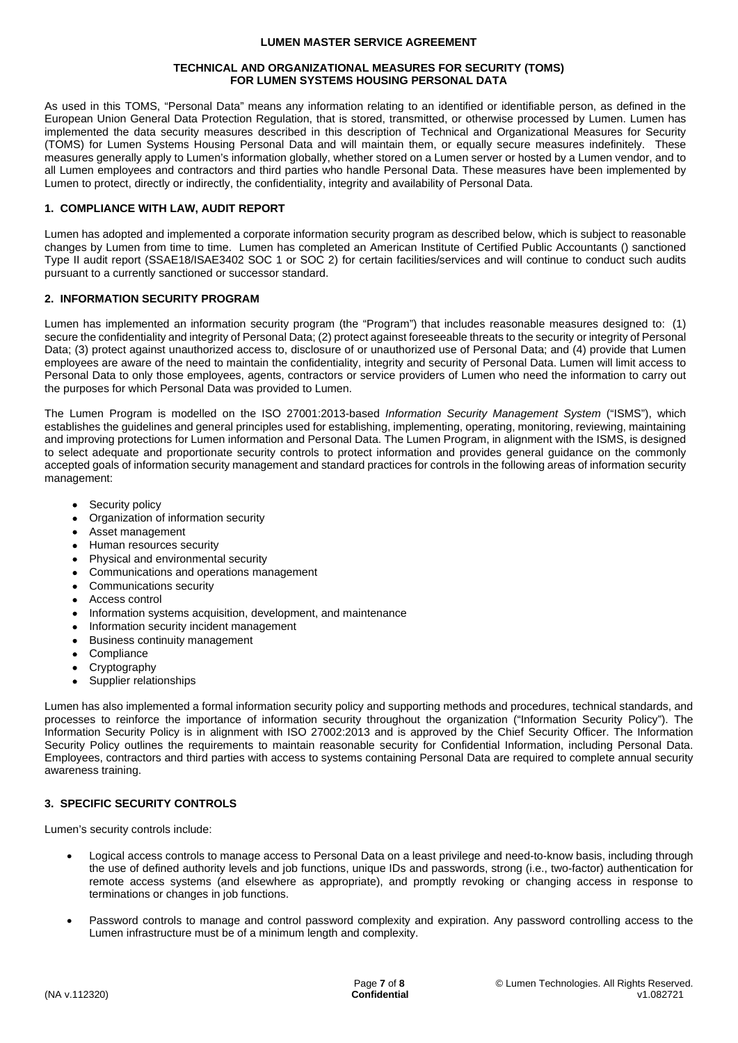# LUMEN MASTER SERVICE AGREEMENT

## TECHNICAL AND ORGANIZATIONAL MEASURES FOR SECURITY (TOMS) FOR LUMEN SYSTEMS HOUSING PERSONAL DATA

As used in this TOMS, "Personal Data" means any information relating to an identified or identifiable person, as defined in the European Union General Data Protection Regulation, that is stored, transmitted, or otherwise processed by Lumen. Lumen has implemented the data security measures described in this description of Technical and Organizational Measures for Security (TOMS) for Lumen Systems Housing Personal Data and will maintain them, or equally secure measures indefinitely. These measures generally apply to Lumen's information globally, whether stored on a Lumen server or hosted by a Lumen vendor, and to all Lumen employees and contractors and third parties who handle Personal Data. These measures have been implemented by Lumen to protect, directly or indirectly, the confidentiality, integrity and availability of Personal Data.

### 1. COMPLIANCE WITH LAW, AUDIT REPORT

Lumen has adopted and implemented a corporate information security program as described below, which is subject to reasonable changes by Lumen from time to time. Lumen has completed an American Institute of Certified Public Accountants () sanctioned Type II audit report (SSAE18/ISAE3402 SOC 1 or SOC 2) for certain facilities/services and will continue to conduct such audits pursuant to a currently sanctioned or successor standard.

### 2. INFORMATION SECURITY PROGRAM

Lumen has implemented an information security program (the "Program") that includes reasonable measures designed to: (1) secure the confidentiality and integrity of Personal Data; (2) protect against foreseeable threats to the security or integrity of Personal Data; (3) protect against unauthorized access to, disclosure of or unauthorized use of Personal Data; and (4) provide that Lumen employees are aware of the need to maintain the confidentiality, integrity and security of Personal Data. Lumen will limit access to Personal Data to only those employees, agents, contractors or service providers of Lumen who need the information to carry out the purposes for which Personal Data was provided to Lumen.

The Lumen Program is modelled on the ISO 27001:2013-based *Information Security Management System* ("ISMS"), which establishes the guidelines and general principles used for establishing, implementing, operating, monitoring, reviewing, maintaining and improving protections for Lumen information and Personal Data. The Lumen Program, in alignment with the ISMS, is designed to select adequate and proportionate security controls to protect information and provides general guidance on the commonly accepted goals of information security management and standard practices for controls in the following areas of information security management:

- Security policy
- Organization of information security
- Asset management
- Human resources security
- Physical and environmental security
- Communications and operations management
- Communications security
- Access control
- Information systems acquisition, development, and maintenance
- Information security incident management
- Business continuity management
- Compliance
- Cryptography
- Supplier relationships

Lumen has also implemented a formal information security policy and supporting methods and procedures, technical standards, and processes to reinforce the importance of information security throughout the organization ("Information Security Policy"). The Information Security Policy is in alignment with ISO 27002:2013 and is approved by the Chief Security Officer. The Information Security Policy outlines the requirements to maintain reasonable security for Confidential Information, including Personal Data. Employees, contractors and third parties with access to systems containing Personal Data are required to complete annual security awareness training.

### 3. SPECIFIC SECURITY CONTROLS

Lumen's security controls include:

- Logical access controls to manage access to Personal Data on a least privilege and need-to-know basis, including through the use of defined authority levels and job functions, unique IDs and passwords, strong (i.e., two-factor) authentication for remote access systems (and elsewhere as appropriate), and promptly revoking or changing access in response to terminations or changes in job functions.
- Password controls to manage and control password complexity and expiration. Any password controlling access to the Lumen infrastructure must be of a minimum length and complexity.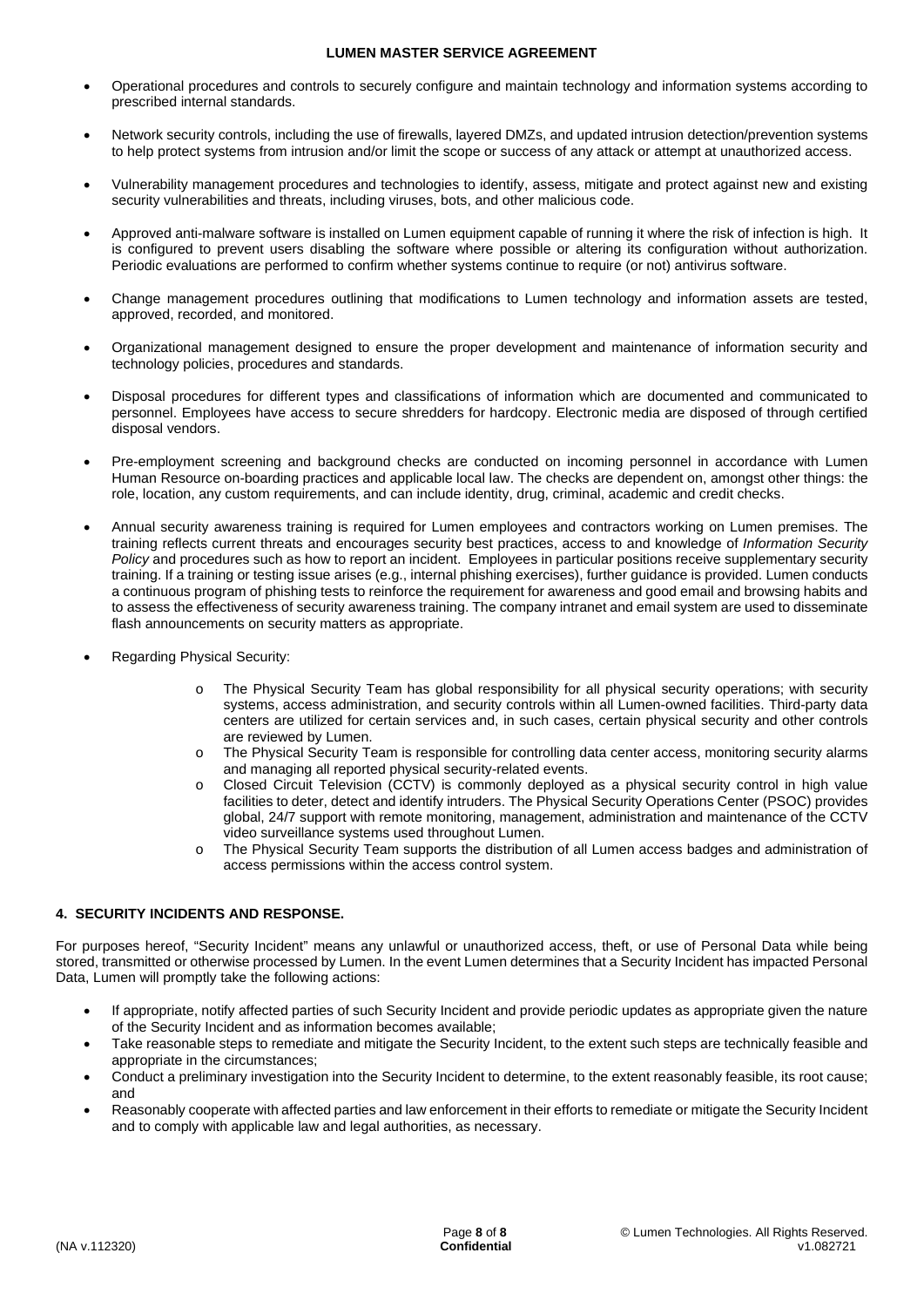- Operational procedures and controls to securely configure and maintain technology and information systems according to prescribed internal standards.

- Network security controls, including the use of firewalls, layered DMZs, and updated intrusion detection/prevention systems to help protect systems from intrusion and/or limit the scope or success of any attack or attempt at unauthorized access.

- Vulnerability management procedures and technologies to identify, assess, mitigate and protect against new and existing security vulnerabilities and threats, including viruses, bots, and other malicious code.

- Approved anti-malware software is installed on Lumen equipment capable of running it where the risk of infection is high. It is configured to prevent users disabling the software where possible or altering its configuration without authorization. Periodic evaluations are performed to confirm whether systems continue to require (or not) antivirus software.

- Change management procedures outlining that modifications to Lumen technology and information assets are tested, approved, recorded, and monitored.

- Organizational management designed to ensure the proper development and maintenance of information security and technology policies, procedures and standards.

- Disposal procedures for different types and classifications of information which are documented and communicated to personnel. Employees have access to secure shredders for hardcopy. Electronic media are disposed of through certified disposal vendors.

- Pre-employment screening and background checks are conducted on incoming personnel in accordance with Lumen Human Resource on-boarding practices and applicable local law. The checks are dependent on, amongst other things: the role, location, any custom requirements, and can include identity, drug, criminal, academic and credit checks.

- Annual security awareness training is required for Lumen employees and contractors working on Lumen premises. The training reflects current threats and encourages security best practices, access to and knowledge of *Information Security Policy* and procedures such as how to report an incident. Employees in particular positions receive supplementary security training. If a training or testing issue arises (e.g., internal phishing exercises), further guidance is provided. Lumen conducts a continuous program of phishing tests to reinforce the requirement for awareness and good email and browsing habits and to assess the effectiveness of security awareness training. The company intranet and email system are used to disseminate flash announcements on security matters as appropriate.

- Regarding Physical Security:
  - The Physical Security Team has global responsibility for all physical security operations; with security systems, access administration, and security controls within all Lumen-owned facilities. Third-party data centers are utilized for certain services and, in such cases, certain physical security and other controls are reviewed by Lumen.
  - The Physical Security Team is responsible for controlling data center access, monitoring security alarms and managing all reported physical security-related events.
  - Closed Circuit Television (CCTV) is commonly deployed as a physical security control in high value facilities to deter, detect and identify intruders. The Physical Security Operations Center (PSOC) provides global, 24/7 support with remote monitoring, management, administration and maintenance of the CCTV video surveillance systems used throughout Lumen.
  - The Physical Security Team supports the distribution of all Lumen access badges and administration of access permissions within the access control system.

## 4. SECURITY INCIDENTS AND RESPONSE.

For purposes hereof, "Security Incident" means any unlawful or unauthorized access, theft, or use of Personal Data while being stored, transmitted or otherwise processed by Lumen. In the event Lumen determines that a Security Incident has impacted Personal Data, Lumen will promptly take the following actions:

- If appropriate, notify affected parties of such Security Incident and provide periodic updates as appropriate given the nature of the Security Incident and as information becomes available;
- Take reasonable steps to remediate and mitigate the Security Incident, to the extent such steps are technically feasible and appropriate in the circumstances;
- Conduct a preliminary investigation into the Security Incident to determine, to the extent reasonably feasible, its root cause; and
- Reasonably cooperate with affected parties and law enforcement in their efforts to remediate or mitigate the Security Incident and to comply with applicable law and legal authorities, as necessary.